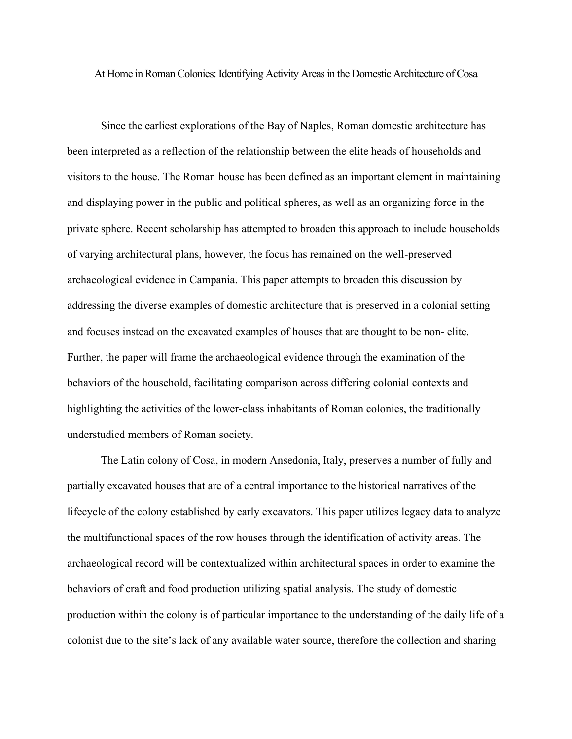# At Home in Roman Colonies: Identifying Activity Areas in the Domestic Architecture of Cosa

Since the earliest explorations of the Bay of Naples, Roman domestic architecture has been interpreted as a reflection of the relationship between the elite heads of households and visitors to the house. The Roman house has been defined as an important element in maintaining and displaying power in the public and political spheres, as well as an organizing force in the private sphere. Recent scholarship has attempted to broaden this approach to include households of varying architectural plans, however, the focus has remained on the well-preserved archaeological evidence in Campania. This paper attempts to broaden this discussion by addressing the diverse examples of domestic architecture that is preserved in a colonial setting and focuses instead on the excavated examples of houses that are thought to be non- elite. Further, the paper will frame the archaeological evidence through the examination of the behaviors of the household, facilitating comparison across differing colonial contexts and highlighting the activities of the lower-class inhabitants of Roman colonies, the traditionally understudied members of Roman society.

The Latin colony of Cosa, in modern Ansedonia, Italy, preserves a number of fully and partially excavated houses that are of a central importance to the historical narratives of the lifecycle of the colony established by early excavators. This paper utilizes legacy data to analyze the multifunctional spaces of the row houses through the identification of activity areas. The archaeological record will be contextualized within architectural spaces in order to examine the behaviors of craft and food production utilizing spatial analysis. The study of domestic production within the colony is of particular importance to the understanding of the daily life of a colonist due to the site's lack of any available water source, therefore the collection and sharing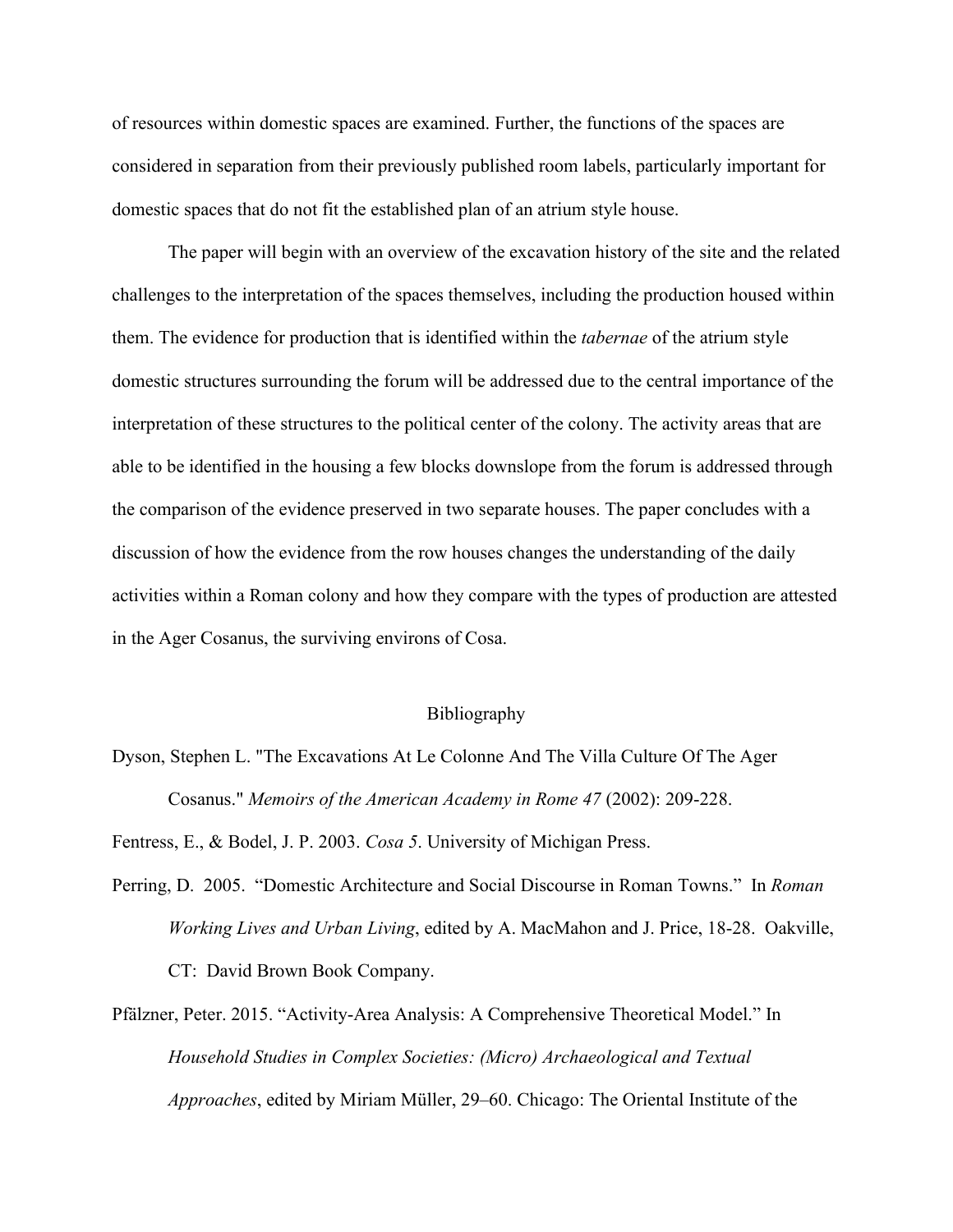of resources within domestic spaces are examined. Further, the functions of the spaces are considered in separation from their previously published room labels, particularly important for domestic spaces that do not fit the established plan of an atrium style house.

The paper will begin with an overview of the excavation history of the site and the related challenges to the interpretation of the spaces themselves, including the production housed within them. The evidence for production that is identified within the *tabernae* of the atrium style domestic structures surrounding the forum will be addressed due to the central importance of the interpretation of these structures to the political center of the colony. The activity areas that are able to be identified in the housing a few blocks downslope from the forum is addressed through the comparison of the evidence preserved in two separate houses. The paper concludes with a discussion of how the evidence from the row houses changes the understanding of the daily activities within a Roman colony and how they compare with the types of production are attested in the Ager Cosanus, the surviving environs of Cosa.

## Bibliography

Dyson, Stephen L. "The Excavations At Le Colonne And The Villa Culture Of The Ager Cosanus." *Memoirs of the American Academy in Rome 47* (2002): 209-228.

Fentress, E., & Bodel, J. P. 2003. *Cosa 5*. University of Michigan Press.

Perring, D. 2005. "Domestic Architecture and Social Discourse in Roman Towns." In *Roman Working Lives and Urban Living*, edited by A. MacMahon and J. Price, 18-28. Oakville, CT: David Brown Book Company.

Pfälzner, Peter. 2015. "Activity-Area Analysis: A Comprehensive Theoretical Model." In *Household Studies in Complex Societies: (Micro) Archaeological and Textual Approaches*, edited by Miriam Müller, 29–60. Chicago: The Oriental Institute of the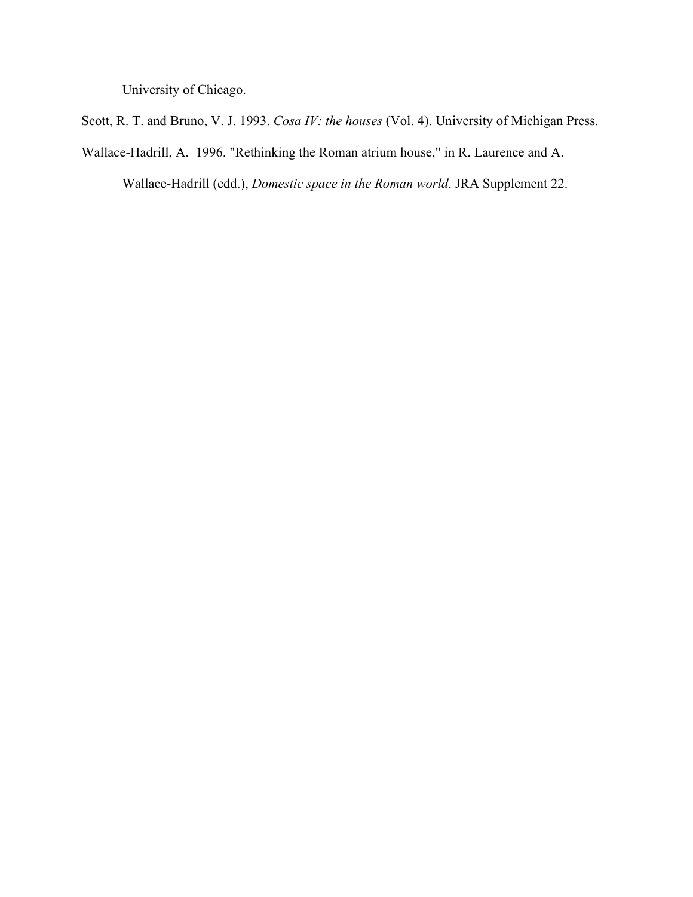University of Chicago.

Scott, R. T. and Bruno, V. J. 1993. *Cosa IV: the houses* (Vol. 4). University of Michigan Press.

Wallace-Hadrill, A. 1996. "Rethinking the Roman atrium house," in R. Laurence and A. Wallace-Hadrill (edd.), *Domestic space in the Roman world*. JRA Supplement 22.